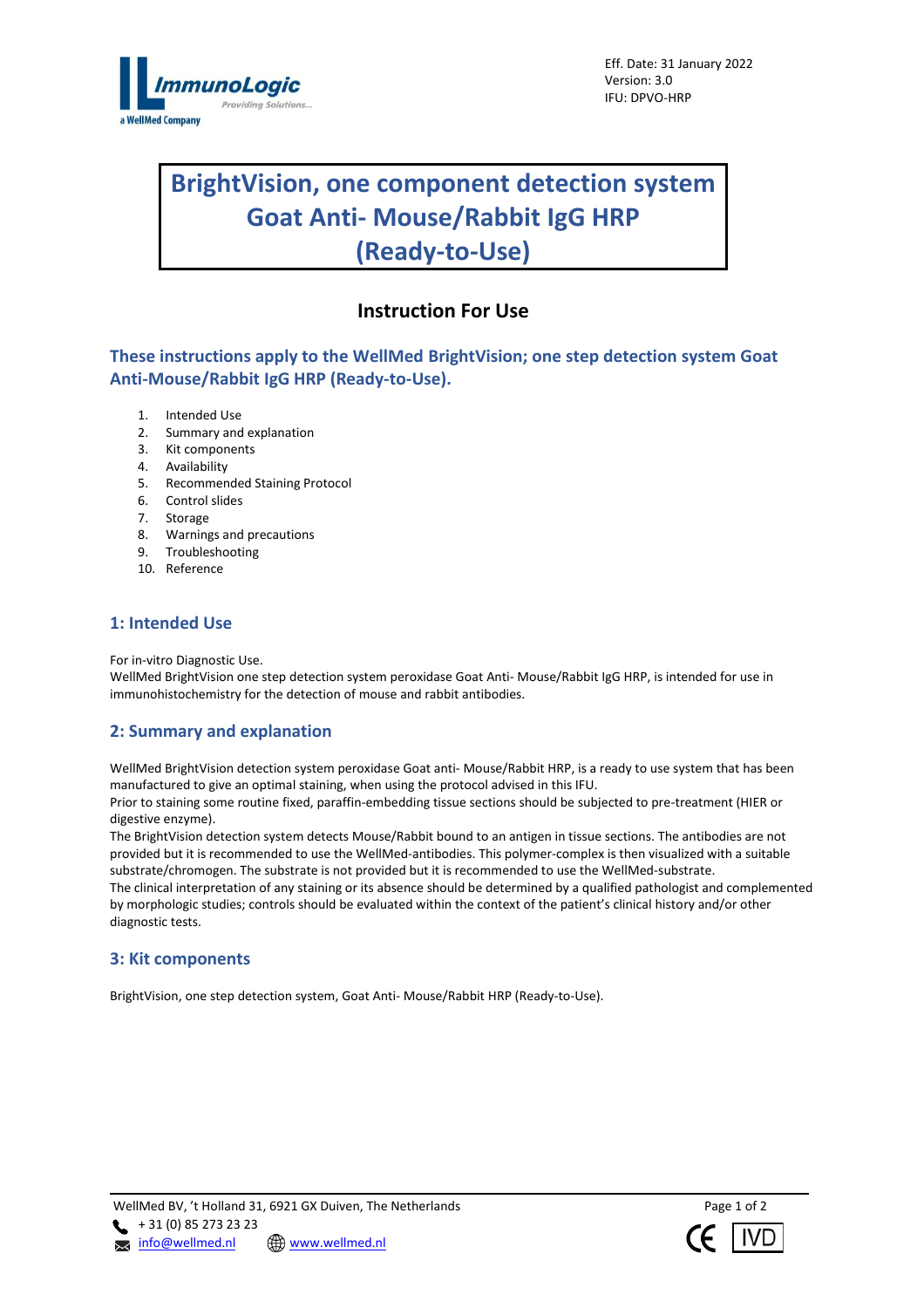Eff. Date: 31 January 2022
Version: 3.0
IFU: DPVO-HRP

# BrightVision, one component detection system Goat Anti- Mouse/Rabbit IgG HRP (Ready-to-Use)

## Instruction For Use

### These instructions apply to the WellMed BrightVision; one step detection system Goat Anti-Mouse/Rabbit IgG HRP (Ready-to-Use).

1. Intended Use
2. Summary and explanation
3. Kit components
4. Availability
5. Recommended Staining Protocol
6. Control slides
7. Storage
8. Warnings and precautions
9. Troubleshooting
10. Reference

## 1: Intended Use

For in-vitro Diagnostic Use.
WellMed BrightVision one step detection system peroxidase Goat Anti- Mouse/Rabbit IgG HRP, is intended for use in immunohistochemistry for the detection of mouse and rabbit antibodies.

## 2: Summary and explanation

WellMed BrightVision detection system peroxidase Goat anti- Mouse/Rabbit HRP, is a ready to use system that has been manufactured to give an optimal staining, when using the protocol advised in this IFU.
Prior to staining some routine fixed, paraffin-embedding tissue sections should be subjected to pre-treatment (HIER or digestive enzyme).
The BrightVision detection system detects Mouse/Rabbit bound to an antigen in tissue sections. The antibodies are not provided but it is recommended to use the WellMed-antibodies. This polymer-complex is then visualized with a suitable substrate/chromogen. The substrate is not provided but it is recommended to use the WellMed-substrate.
The clinical interpretation of any staining or its absence should be determined by a qualified pathologist and complemented by morphologic studies; controls should be evaluated within the context of the patient's clinical history and/or other diagnostic tests.

## 3: Kit components

BrightVision, one step detection system, Goat Anti- Mouse/Rabbit HRP (Ready-to-Use).

WellMed BV, 't Holland 31, 6921 GX Duiven, The Netherlands
+ 31 (0) 85 273 23 23
info@wellmed.nl www.wellmed.nl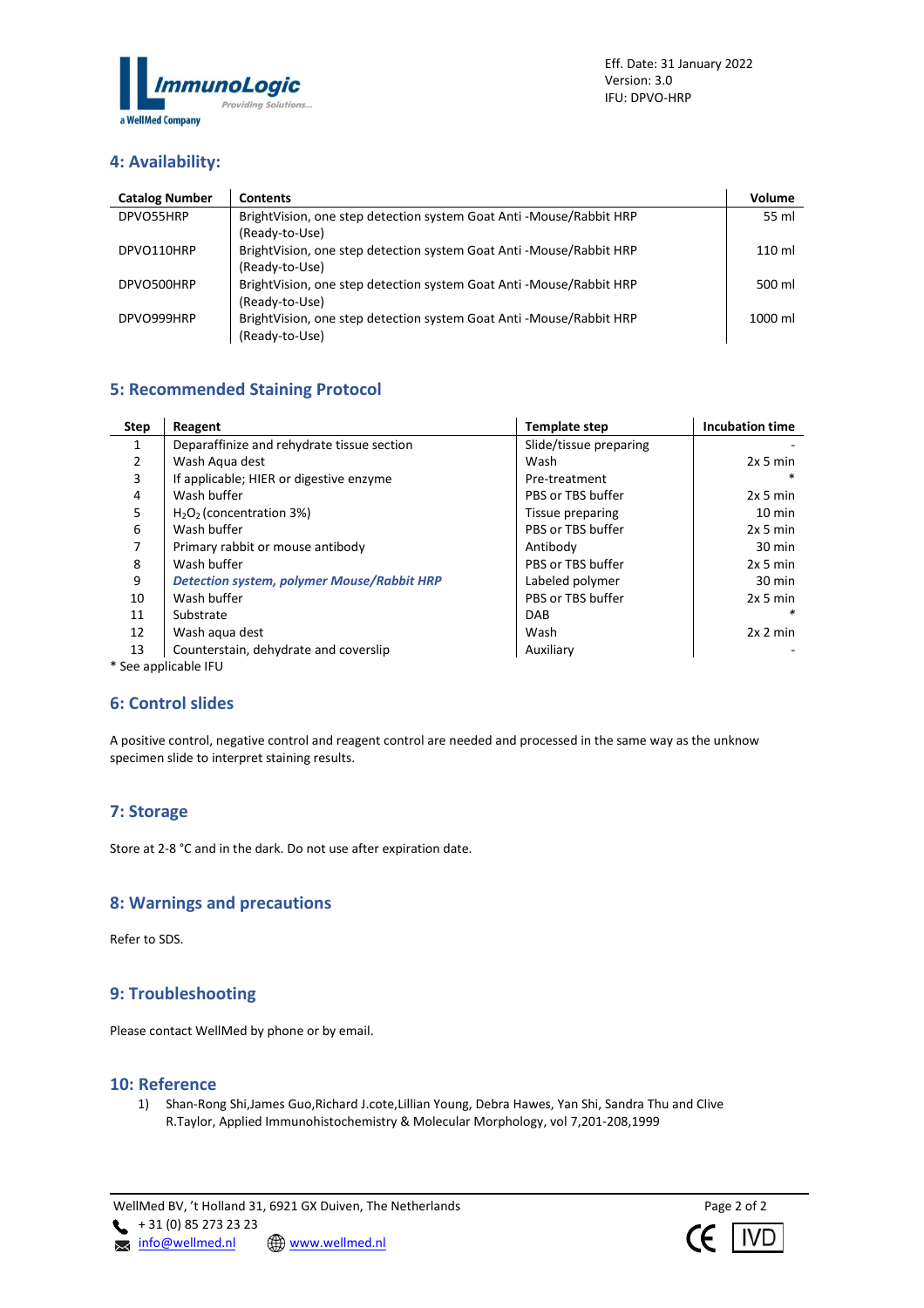## 4: Availability:

| Catalog Number | Contents | Volume |
|---|---|---|
| DPVO55HRP | BrightVision, one step detection system Goat Anti -Mouse/Rabbit HRP (Ready-to-Use) | 55 ml |
| DPVO110HRP | BrightVision, one step detection system Goat Anti -Mouse/Rabbit HRP (Ready-to-Use) | 110 ml |
| DPVO500HRP | BrightVision, one step detection system Goat Anti -Mouse/Rabbit HRP (Ready-to-Use) | 500 ml |
| DPVO999HRP | BrightVision, one step detection system Goat Anti -Mouse/Rabbit HRP (Ready-to-Use) | 1000 ml |

## 5: Recommended Staining Protocol

| Step | Reagent | Template step | Incubation time |
|---|---|---|---|
| 1 | Deparaffinize and rehydrate tissue section | Slide/tissue preparing | - |
| 2 | Wash Aqua dest | Wash | 2x 5 min |
| 3 | If applicable; HIER or digestive enzyme | Pre-treatment | * |
| 4 | Wash buffer | PBS or TBS buffer | 2x 5 min |
| 5 | $H_2O_2$ (concentration 3%) | Tissue preparing | 10 min |
| 6 | Wash buffer | PBS or TBS buffer | 2x 5 min |
| 7 | Primary rabbit or mouse antibody | Antibody | 30 min |
| 8 | Wash buffer | PBS or TBS buffer | 2x 5 min |
| 9 | ***Detection system, polymer Mouse/Rabbit HRP*** | Labeled polymer | 30 min |
| 10 | Wash buffer | PBS or TBS buffer | 2x 5 min |
| 11 | Substrate | DAB | * |
| 12 | Wash aqua dest | Wash | 2x 2 min |
| 13 | Counterstain, dehydrate and coverslip | Auxiliary | - |

* See applicable IFU

## 6: Control slides

A positive control, negative control and reagent control are needed and processed in the same way as the unknow specimen slide to interpret staining results.

## 7: Storage

Store at 2-8 °C and in the dark. Do not use after expiration date.

## 8: Warnings and precautions

Refer to SDS.

## 9: Troubleshooting

Please contact WellMed by phone or by email.

## 10: Reference

1) Shan-Rong Shi,James Guo,Richard J.cote,Lillian Young, Debra Hawes, Yan Shi, Sandra Thu and Clive R.Taylor, Applied Immunohistochemistry & Molecular Morphology, vol 7,201-208,1999